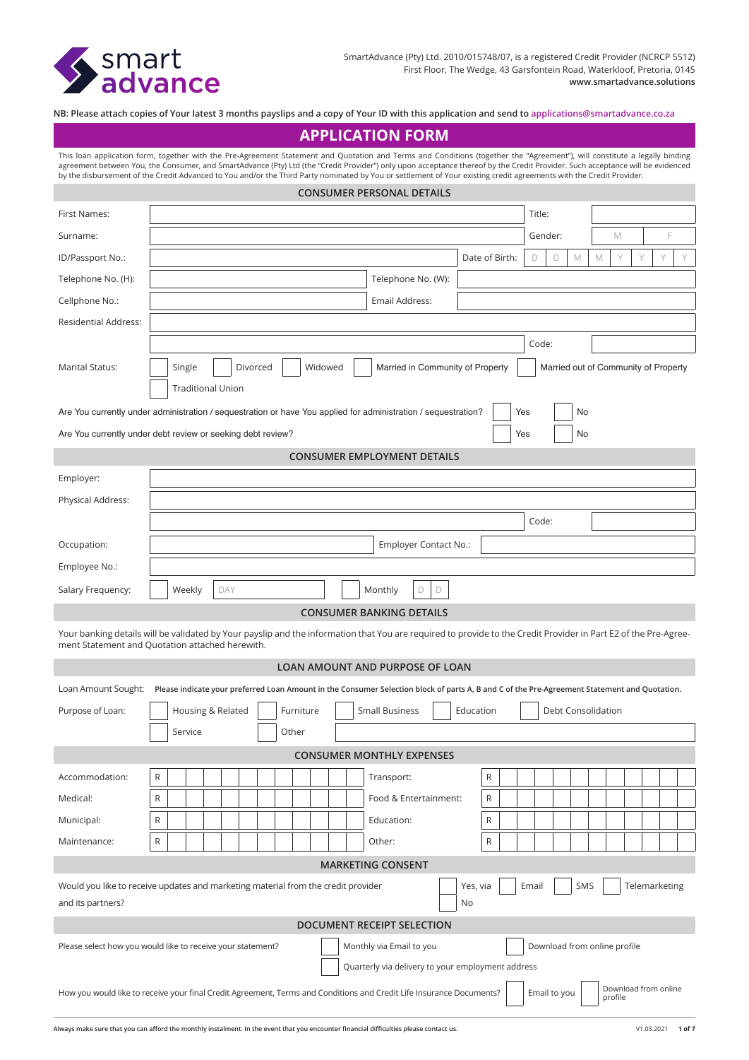smart advance

SmartAdvance (Pty) Ltd. 2010/015748/07, is a registered Credit Provider (NCRCP 5512)
First Floor, The Wedge, 43 Garsfontein Road, Waterkloof, Pretoria, 0145
**www.smartadvance.solutions**

**NB: Please attach copies of Your latest 3 months payslips and a copy of Your ID with this application and send to applications@smartadvance.co.za**

# APPLICATION FORM

This loan application form, together with the Pre-Agreement Statement and Quotation and Terms and Conditions (together the "Agreement"), will constitute a legally binding agreement between You, the Consumer, and SmartAdvance (Pty) Ltd (the "Credit Provider") only upon acceptance thereof by the Credit Provider. Such acceptance will be evidenced by the disbursement of the Credit Advanced to You and/or the Third Party nominated by You or settlement of Your existing credit agreements with the Credit Provider.

## CONSUMER PERSONAL DETAILS

| | | | |
|---|---|---|---|
| First Names: | | Title: | |
| Surname: | | Gender: | M / F |
| ID/Passport No.: | | Date of Birth: | D D M M Y Y Y Y |
| Telephone No. (H): | | Telephone No. (W): | |
| Cellphone No.: | | Email Address: | |
| Residential Address: | | | |
| | | Code: | |

Marital Status: ☐ Single ☐ Divorced ☐ Widowed ☐ Married in Community of Property ☐ Married out of Community of Property ☐ Traditional Union

Are You currently under administration / sequestration or have You applied for administration / sequestration? ☐ Yes ☐ No

Are You currently under debt review or seeking debt review? ☐ Yes ☐ No

## CONSUMER EMPLOYMENT DETAILS

| | | | |
|---|---|---|---|
| Employer: | | | |
| Physical Address: | | | |
| | | Code: | |
| Occupation: | | Employer Contact No.: | |
| Employee No.: | | | |

Salary Frequency: ☐ Weekly DAY ☐ Monthly D D

## CONSUMER BANKING DETAILS

Your banking details will be validated by Your payslip and the information that You are required to provide to the Credit Provider in Part E2 of the Pre-Agreement Statement and Quotation attached herewith.

## LOAN AMOUNT AND PURPOSE OF LOAN

Loan Amount Sought: **Please indicate your preferred Loan Amount in the Consumer Selection block of parts A, B and C of the Pre-Agreement Statement and Quotation.**

Purpose of Loan: ☐ Housing & Related ☐ Furniture ☐ Small Business ☐ Education ☐ Debt Consolidation ☐ Service ☐ Other

## CONSUMER MONTHLY EXPENSES

| | | | |
|---|---|---|---|
| Accommodation: | R | Transport: | R |
| Medical: | R | Food & Entertainment: | R |
| Municipal: | R | Education: | R |
| Maintenance: | R | Other: | R |

## MARKETING CONSENT

Would you like to receive updates and marketing material from the credit provider and its partners? ☐ Yes, via ☐ Email ☐ SMS ☐ Telemarketing ☐ No

## DOCUMENT RECEIPT SELECTION

Please select how you would like to receive your statement? ☐ Monthly via Email to you ☐ Download from online profile ☐ Quarterly via delivery to your employment address

How you would like to receive your final Credit Agreement, Terms and Conditions and Credit Life Insurance Documents? ☐ Email to you ☐ Download from online profile

**Always make sure that you can afford the monthly instalment. In the event that you encounter financial difficulties please contact us.**

V1.03.2021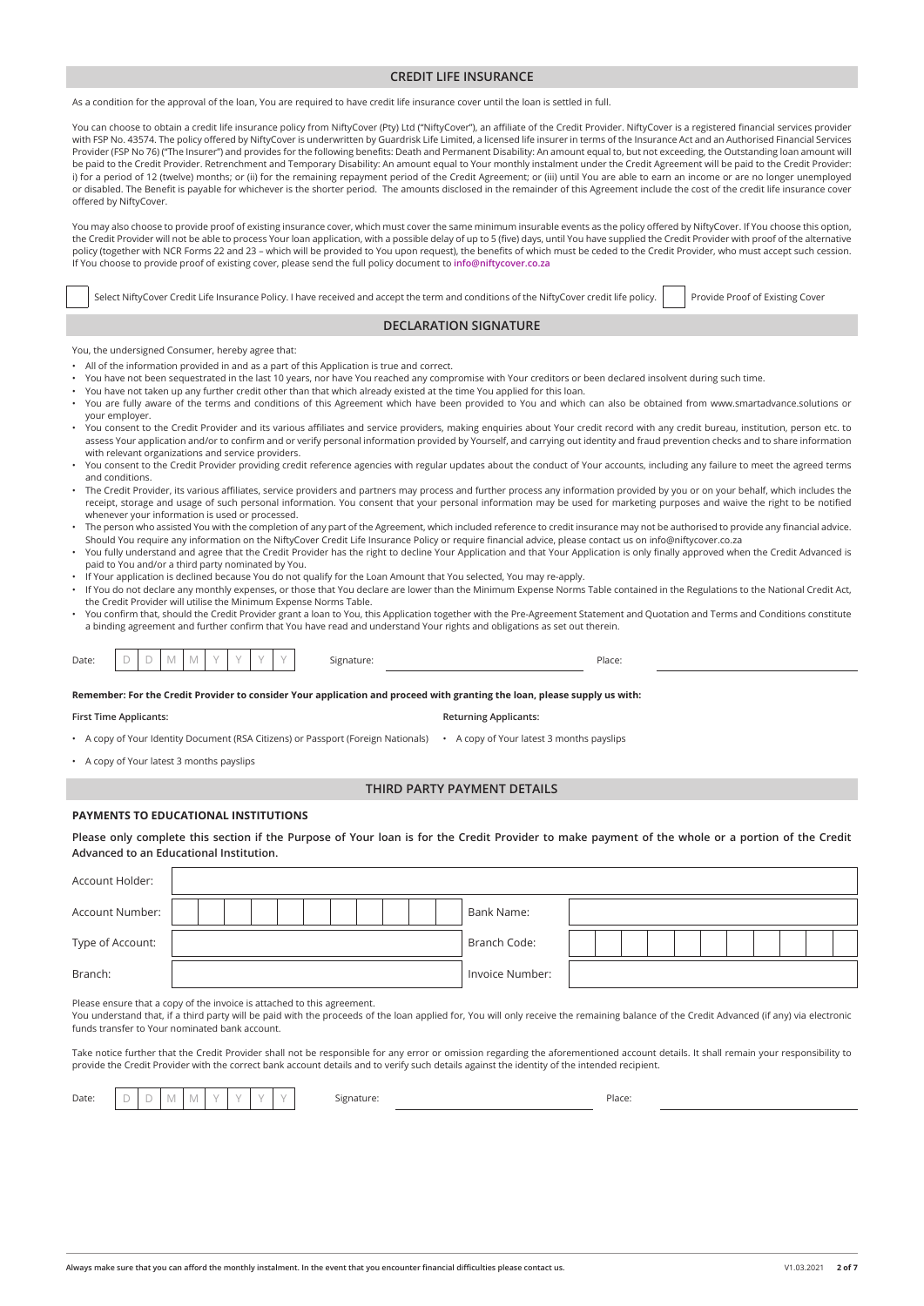## CREDIT LIFE INSURANCE

As a condition for the approval of the loan, You are required to have credit life insurance cover until the loan is settled in full.

You can choose to obtain a credit life insurance policy from NiftyCover (Pty) Ltd ("NiftyCover"), an affiliate of the Credit Provider. NiftyCover is a registered financial services provider with FSP No. 43574. The policy offered by NiftyCover is underwritten by Guardrisk Life Limited, a licensed life insurer in terms of the Insurance Act and an Authorised Financial Services Provider (FSP No 76) ("The Insurer") and provides for the following benefits: Death and Permanent Disability: An amount equal to, but not exceeding, the Outstanding loan amount will be paid to the Credit Provider. Retrenchment and Temporary Disability: An amount equal to Your monthly instalment under the Credit Agreement will be paid to the Credit Provider: i) for a period of 12 (twelve) months; or (ii) for the remaining repayment period of the Credit Agreement; or (iii) until You are able to earn an income or are no longer unemployed or disabled. The Benefit is payable for whichever is the shorter period. The amounts disclosed in the remainder of this Agreement include the cost of the credit life insurance cover offered by NiftyCover.

You may also choose to provide proof of existing insurance cover, which must cover the same minimum insurable events as the policy offered by NiftyCover. If You choose this option, the Credit Provider will not be able to process Your loan application, with a possible delay of up to 5 (five) days, until You have supplied the Credit Provider with proof of the alternative policy (together with NCR Forms 22 and 23 – which will be provided to You upon request), the benefits of which must be ceded to the Credit Provider, who must accept such cession. If You choose to provide proof of existing cover, please send the full policy document to **info@niftycover.co.za**

☐ Select NiftyCover Credit Life Insurance Policy. I have received and accept the term and conditions of the NiftyCover credit life policy. ☐ Provide Proof of Existing Cover

## DECLARATION SIGNATURE

You, the undersigned Consumer, hereby agree that:

- All of the information provided in and as a part of this Application is true and correct.
- You have not been sequestrated in the last 10 years, nor have You reached any compromise with Your creditors or been declared insolvent during such time.
- You have not taken up any further credit other than that which already existed at the time You applied for this loan.
- You are fully aware of the terms and conditions of this Agreement which have been provided to You and which can also be obtained from www.smartadvance.solutions or your employer.
- You consent to the Credit Provider and its various affiliates and service providers, making enquiries about Your credit record with any credit bureau, institution, person etc. to assess Your application and/or to confirm and or verify personal information provided by Yourself, and carrying out identity and fraud prevention checks and to share information with relevant organizations and service providers.
- You consent to the Credit Provider providing credit reference agencies with regular updates about the conduct of Your accounts, including any failure to meet the agreed terms and conditions.
- The Credit Provider, its various affiliates, service providers and partners may process and further process any information provided by you or on your behalf, which includes the receipt, storage and usage of such personal information. You consent that your personal information may be used for marketing purposes and waive the right to be notified whenever your information is used or processed.
- The person who assisted You with the completion of any part of the Agreement, which included reference to credit insurance may not be authorised to provide any financial advice. Should You require any information on the NiftyCover Credit Life Insurance Policy or require financial advice, please contact us on info@niftycover.co.za
- You fully understand and agree that the Credit Provider has the right to decline Your Application and that Your Application is only finally approved when the Credit Advanced is paid to You and/or a third party nominated by You.
- If Your application is declined because You do not qualify for the Loan Amount that You selected, You may re-apply.
- If You do not declare any monthly expenses, or those that You declare are lower than the Minimum Expense Norms Table contained in the Regulations to the National Credit Act, the Credit Provider will utilise the Minimum Expense Norms Table.
- You confirm that, should the Credit Provider grant a loan to You, this Application together with the Pre-Agreement Statement and Quotation and Terms and Conditions constitute a binding agreement and further confirm that You have read and understand Your rights and obligations as set out therein.

Date: D D M M Y Y Y Y Signature: ____________________ Place: ____________________

**Remember: For the Credit Provider to consider Your application and proceed with granting the loan, please supply us with:**

**First Time Applicants:**

- A copy of Your Identity Document (RSA Citizens) or Passport (Foreign Nationals)
- A copy of Your latest 3 months payslips

**Returning Applicants:**

- A copy of Your latest 3 months payslips

## THIRD PARTY PAYMENT DETAILS

### PAYMENTS TO EDUCATIONAL INSTITUTIONS

**Please only complete this section if the Purpose of Your loan is for the Credit Provider to make payment of the whole or a portion of the Credit Advanced to an Educational Institution.**

| | | | |
|---|---|---|---|
| Account Holder: | | | |
| Account Number: | | Bank Name: | |
| Type of Account: | | Branch Code: | |
| Branch: | | Invoice Number: | |

Please ensure that a copy of the invoice is attached to this agreement.
You understand that, if a third party will be paid with the proceeds of the loan applied for, You will only receive the remaining balance of the Credit Advanced (if any) via electronic funds transfer to Your nominated bank account.

Take notice further that the Credit Provider shall not be responsible for any error or omission regarding the aforementioned account details. It shall remain your responsibility to provide the Credit Provider with the correct bank account details and to verify such details against the identity of the intended recipient.

Date: D D M M Y Y Y Y Signature: ____________________ Place: ____________________

**Always make sure that you can afford the monthly instalment. In the event that you encounter financial difficulties please contact us.**

V1.03.2021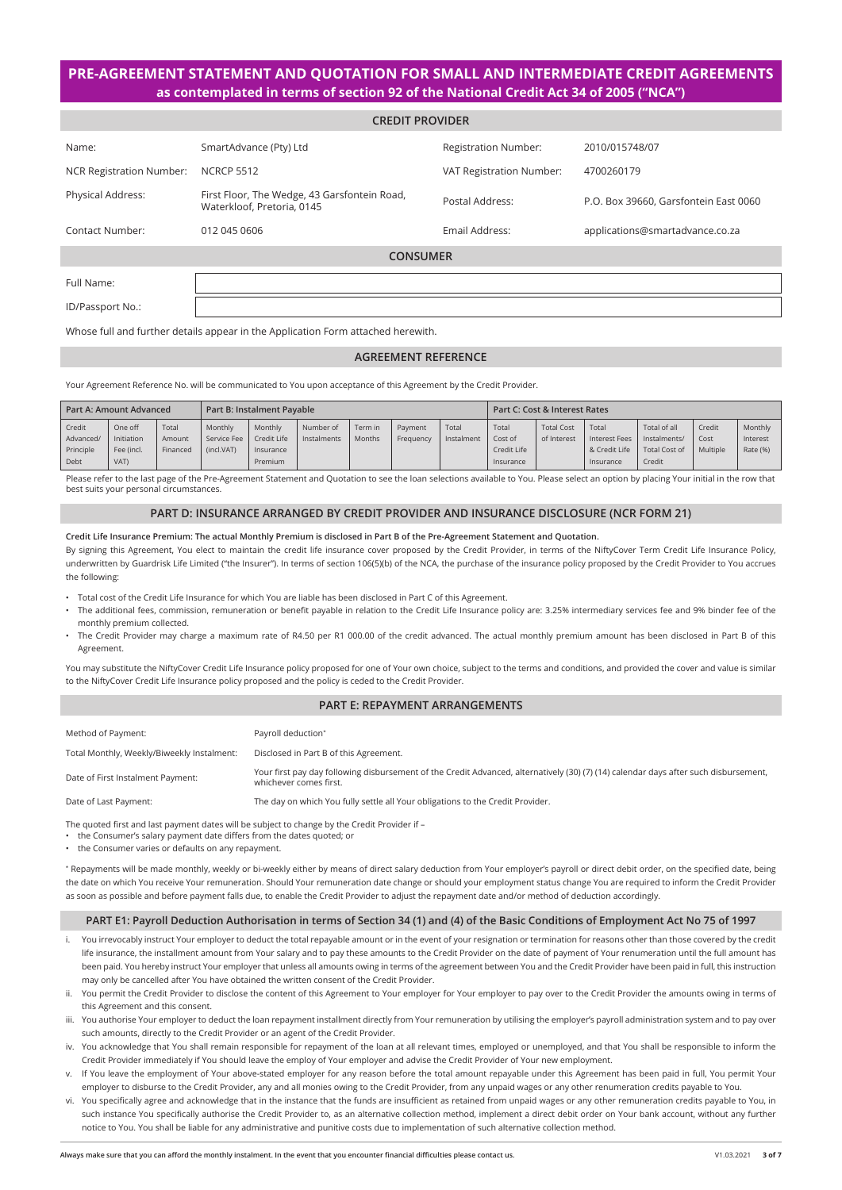# PRE-AGREEMENT STATEMENT AND QUOTATION FOR SMALL AND INTERMEDIATE CREDIT AGREEMENTS

## as contemplated in terms of section 92 of the National Credit Act 34 of 2005 ("NCA")

### CREDIT PROVIDER

| | | | |
|---|---|---|---|
| Name: | SmartAdvance (Pty) Ltd | Registration Number: | 2010/015748/07 |
| NCR Registration Number: | NCRCP 5512 | VAT Registration Number: | 4700260179 |
| Physical Address: | First Floor, The Wedge, 43 Garsfontein Road, Waterkloof, Pretoria, 0145 | Postal Address: | P.O. Box 39660, Garsfontein East 0060 |
| Contact Number: | 012 045 0606 | Email Address: | applications@smartadvance.co.za |

### CONSUMER

| | |
|---|---|
| Full Name: | |
| ID/Passport No.: | |

Whose full and further details appear in the Application Form attached herewith.

### AGREEMENT REFERENCE

Your Agreement Reference No. will be communicated to You upon acceptance of this Agreement by the Credit Provider.

| Part A: Amount Advanced | | | Part B: Instalment Payable | | | | | | Part C: Cost & Interest Rates | | | | | |
|---|---|---|---|---|---|---|---|---|---|---|---|---|---|---|
| Credit Advanced/ Principle Debt | One off Initiation Fee (incl. VAT) | Total Amount Financed | Monthly Service Fee (incl.VAT) | Monthly Credit Life Insurance Premium | Number of Instalments | Term in Months | Payment Frequency | Total Instalment | Total Cost of Credit Life Insurance | Total Cost of Interest | Total Interest Fees & Credit Life Insurance | Total of all Instalments/ Total Cost of Credit | Credit Cost Multiple | Monthly Interest Rate (%) |

Please refer to the last page of the Pre-Agreement Statement and Quotation to see the loan selections available to You. Please select an option by placing Your initial in the row that best suits your personal circumstances.

### PART D: INSURANCE ARRANGED BY CREDIT PROVIDER AND INSURANCE DISCLOSURE (NCR FORM 21)

**Credit Life Insurance Premium: The actual Monthly Premium is disclosed in Part B of the Pre-Agreement Statement and Quotation.**

By signing this Agreement, You elect to maintain the credit life insurance cover proposed by the Credit Provider, in terms of the NiftyCover Term Credit Life Insurance Policy, underwritten by Guardrisk Life Limited ("the Insurer"). In terms of section 106(5)(b) of the NCA, the purchase of the insurance policy proposed by the Credit Provider to You accrues the following:

- Total cost of the Credit Life Insurance for which You are liable has been disclosed in Part C of this Agreement.
- The additional fees, commission, remuneration or benefit payable in relation to the Credit Life Insurance policy are: 3.25% intermediary services fee and 9% binder fee of the monthly premium collected.
- The Credit Provider may charge a maximum rate of R4.50 per R1 000.00 of the credit advanced. The actual monthly premium amount has been disclosed in Part B of this Agreement.

You may substitute the NiftyCover Credit Life Insurance policy proposed for one of Your own choice, subject to the terms and conditions, and provided the cover and value is similar to the NiftyCover Credit Life Insurance policy proposed and the policy is ceded to the Credit Provider.

### PART E: REPAYMENT ARRANGEMENTS

| | |
|---|---|
| Method of Payment: | Payroll deduction* |
| Total Monthly, Weekly/Biweekly Instalment: | Disclosed in Part B of this Agreement. |
| Date of First Instalment Payment: | Your first pay day following disbursement of the Credit Advanced, alternatively (30) (7) (14) calendar days after such disbursement, whichever comes first. |
| Date of Last Payment: | The day on which You fully settle all Your obligations to the Credit Provider. |

The quoted first and last payment dates will be subject to change by the Credit Provider if –

- the Consumer's salary payment date differs from the dates quoted; or
- the Consumer varies or defaults on any repayment.

* Repayments will be made monthly, weekly or bi-weekly either by means of direct salary deduction from Your employer's payroll or direct debit order, on the specified date, being the date on which You receive Your remuneration. Should Your remuneration date change or should your employment status change You are required to inform the Credit Provider as soon as possible and before payment falls due, to enable the Credit Provider to adjust the repayment date and/or method of deduction accordingly.

### PART E1: Payroll Deduction Authorisation in terms of Section 34 (1) and (4) of the Basic Conditions of Employment Act No 75 of 1997

i. You irrevocably instruct Your employer to deduct the total repayable amount or in the event of your resignation or termination for reasons other than those covered by the credit life insurance, the installment amount from Your salary and to pay these amounts to the Credit Provider on the date of payment of Your renumeration until the full amount has been paid. You hereby instruct Your employer that unless all amounts owing in terms of the agreement between You and the Credit Provider have been paid in full, this instruction may only be cancelled after You have obtained the written consent of the Credit Provider.

ii. You permit the Credit Provider to disclose the content of this Agreement to Your employer for Your employer to pay over to the Credit Provider the amounts owing in terms of this Agreement and this consent.

iii. You authorise Your employer to deduct the loan repayment installment directly from Your remuneration by utilising the employer's payroll administration system and to pay over such amounts, directly to the Credit Provider or an agent of the Credit Provider.

iv. You acknowledge that You shall remain responsible for repayment of the loan at all relevant times, employed or unemployed, and that You shall be responsible to inform the Credit Provider immediately if You should leave the employ of Your employer and advise the Credit Provider of Your new employment.

v. If You leave the employment of Your above-stated employer for any reason before the total amount repayable under this Agreement has been paid in full, You permit Your employer to disburse to the Credit Provider, any and all monies owing to the Credit Provider, from any unpaid wages or any other renumeration credits payable to You.

vi. You specifically agree and acknowledge that in the instance that the funds are insufficient as retained from unpaid wages or any other remuneration credits payable to You, in such instance You specifically authorise the Credit Provider to, as an alternative collection method, implement a direct debit order on Your bank account, without any further notice to You. You shall be liable for any administrative and punitive costs due to implementation of such alternative collection method.

**Always make sure that you can afford the monthly instalment. In the event that you encounter financial difficulties please contact us.**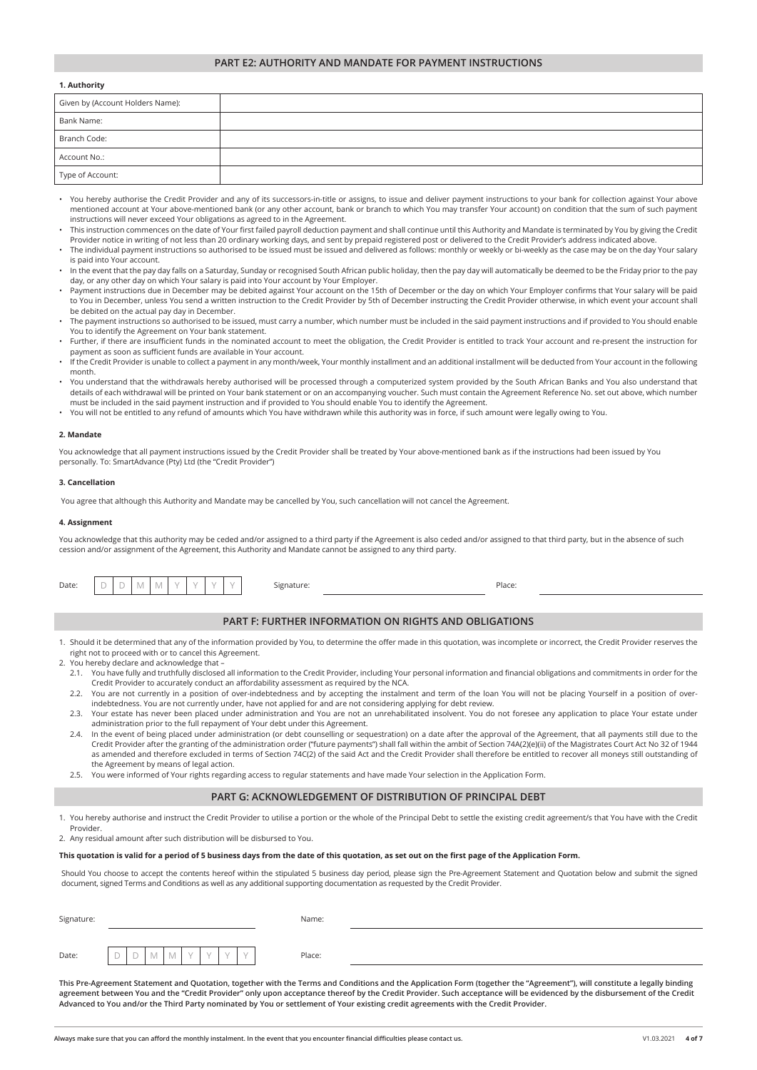## PART E2: AUTHORITY AND MANDATE FOR PAYMENT INSTRUCTIONS

**1. Authority**

| Given by (Account Holders Name): | |
|---|---|
| Bank Name: | |
| Branch Code: | |
| Account No.: | |
| Type of Account: | |

- You hereby authorise the Credit Provider and any of its successors-in-title or assigns, to issue and deliver payment instructions to your bank for collection against Your above mentioned account at Your above-mentioned bank (or any other account, bank or branch to which You may transfer Your account) on condition that the sum of such payment instructions will never exceed Your obligations as agreed to in the Agreement.
- This instruction commences on the date of Your first failed payroll deduction payment and shall continue until this Authority and Mandate is terminated by You by giving the Credit Provider notice in writing of not less than 20 ordinary working days, and sent by prepaid registered post or delivered to the Credit Provider's address indicated above.
- The individual payment instructions so authorised to be issued must be issued and delivered as follows: monthly or weekly or bi-weekly as the case may be on the day Your salary is paid into Your account.
- In the event that the pay day falls on a Saturday, Sunday or recognised South African public holiday, then the pay day will automatically be deemed to be the Friday prior to the pay day, or any other day on which Your salary is paid into Your account by Your Employer.
- Payment instructions due in December may be debited against Your account on the 15th of December or the day on which Your Employer confirms that Your salary will be paid to You in December, unless You send a written instruction to the Credit Provider by 5th of December instructing the Credit Provider otherwise, in which event your account shall be debited on the actual pay day in December.
- The payment instructions so authorised to be issued, must carry a number, which number must be included in the said payment instructions and if provided to You should enable You to identify the Agreement on Your bank statement.
- Further, if there are insufficient funds in the nominated account to meet the obligation, the Credit Provider is entitled to track Your account and re-present the instruction for payment as soon as sufficient funds are available in Your account.
- If the Credit Provider is unable to collect a payment in any month/week, Your monthly installment and an additional installment will be deducted from Your account in the following month.
- You understand that the withdrawals hereby authorised will be processed through a computerized system provided by the South African Banks and You also understand that details of each withdrawal will be printed on Your bank statement or on an accompanying voucher. Such must contain the Agreement Reference No. set out above, which number must be included in the said payment instruction and if provided to You should enable You to identify the Agreement.
- You will not be entitled to any refund of amounts which You have withdrawn while this authority was in force, if such amount were legally owing to You.

**2. Mandate**

You acknowledge that all payment instructions issued by the Credit Provider shall be treated by Your above-mentioned bank as if the instructions had been issued by You personally. To: SmartAdvance (Pty) Ltd (the "Credit Provider")

**3. Cancellation**

You agree that although this Authority and Mandate may be cancelled by You, such cancellation will not cancel the Agreement.

**4. Assignment**

You acknowledge that this authority may be ceded and/or assigned to a third party if the Agreement is also ceded and/or assigned to that third party, but in the absence of such cession and/or assignment of the Agreement, this Authority and Mandate cannot be assigned to any third party.

Date: D D M M Y Y Y Y Signature: ______________ Place: ______________

## PART F: FURTHER INFORMATION ON RIGHTS AND OBLIGATIONS

1. Should it be determined that any of the information provided by You, to determine the offer made in this quotation, was incomplete or incorrect, the Credit Provider reserves the right not to proceed with or to cancel this Agreement.
2. You hereby declare and acknowledge that –
   - 2.1. You have fully and truthfully disclosed all information to the Credit Provider, including Your personal information and financial obligations and commitments in order for the Credit Provider to accurately conduct an affordability assessment as required by the NCA.
   - 2.2. You are not currently in a position of over-indebtedness and by accepting the instalment and term of the loan You will not be placing Yourself in a position of over-indebtedness. You are not currently under, have not applied for and are not considering applying for debt review.
   - 2.3. Your estate has never been placed under administration and You are not an unrehabilitated insolvent. You do not foresee any application to place Your estate under administration prior to the full repayment of Your debt under this Agreement.
   - 2.4. In the event of being placed under administration (or debt counselling or sequestration) on a date after the approval of the Agreement, that all payments still due to the Credit Provider after the granting of the administration order ("future payments") shall fall within the ambit of Section 74A(2)(e)(ii) of the Magistrates Court Act No 32 of 1944 as amended and therefore excluded in terms of Section 74C(2) of the said Act and the Credit Provider shall therefore be entitled to recover all moneys still outstanding of the Agreement by means of legal action.
   - 2.5. You were informed of Your rights regarding access to regular statements and have made Your selection in the Application Form.

## PART G: ACKNOWLEDGEMENT OF DISTRIBUTION OF PRINCIPAL DEBT

1. You hereby authorise and instruct the Credit Provider to utilise a portion or the whole of the Principal Debt to settle the existing credit agreement/s that You have with the Credit Provider.
2. Any residual amount after such distribution will be disbursed to You.

**This quotation is valid for a period of 5 business days from the date of this quotation, as set out on the first page of the Application Form.**

Should You choose to accept the contents hereof within the stipulated 5 business day period, please sign the Pre-Agreement Statement and Quotation below and submit the signed document, signed Terms and Conditions as well as any additional supporting documentation as requested by the Credit Provider.

Signature: ______________ Name: ______________

Date: D D M M Y Y Y Y Place: ______________

**This Pre-Agreement Statement and Quotation, together with the Terms and Conditions and the Application Form (together the "Agreement"), will constitute a legally binding agreement between You and the "Credit Provider" only upon acceptance thereof by the Credit Provider. Such acceptance will be evidenced by the disbursement of the Credit Advanced to You and/or the Third Party nominated by You or settlement of Your existing credit agreements with the Credit Provider.**

**Always make sure that you can afford the monthly instalment. In the event that you encounter financial difficulties please contact us.**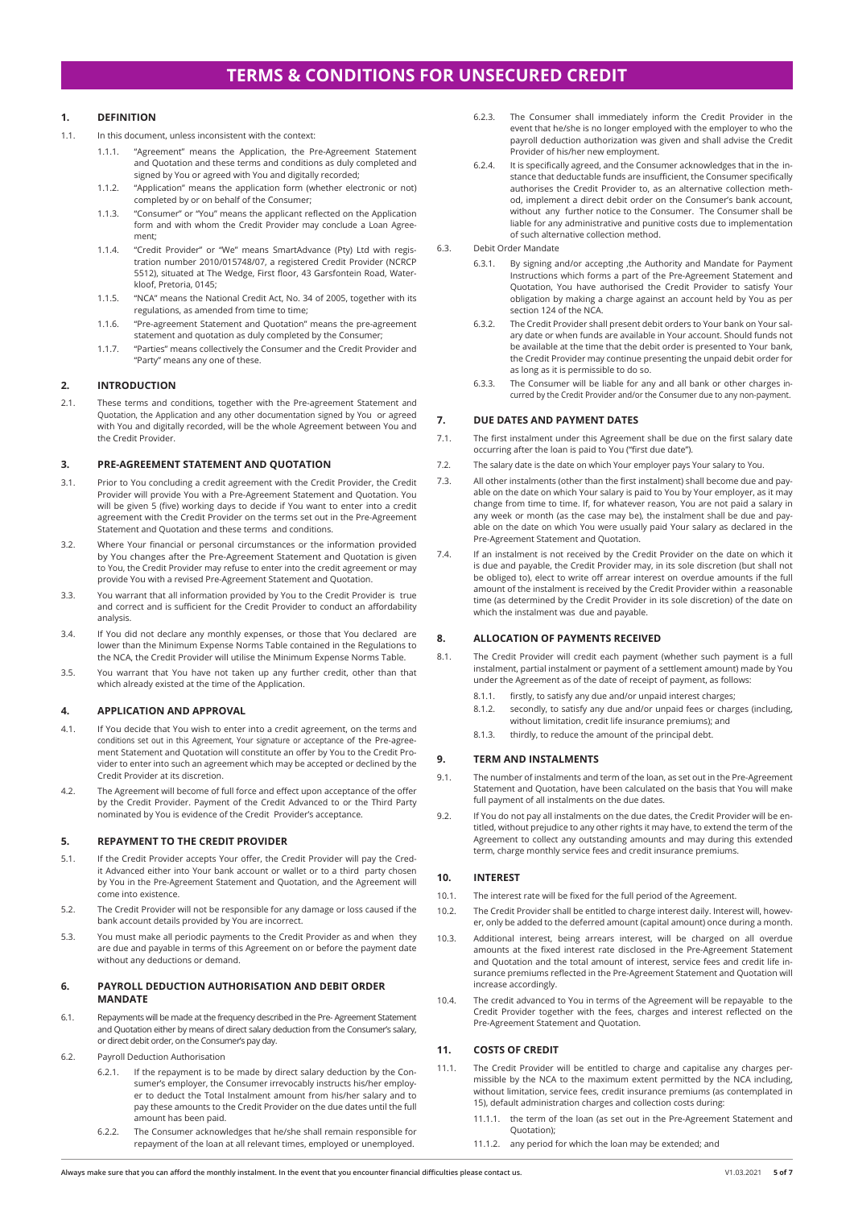# TERMS & CONDITIONS FOR UNSECURED CREDIT

## 1. DEFINITION

1.1. In this document, unless inconsistent with the context:

1.1.1. "Agreement" means the Application, the Pre-Agreement Statement and Quotation and these terms and conditions as duly completed and signed by You or agreed with You and digitally recorded;

1.1.2. "Application" means the application form (whether electronic or not) completed by or on behalf of the Consumer;

1.1.3. "Consumer" or "You" means the applicant reflected on the Application form and with whom the Credit Provider may conclude a Loan Agreement;

1.1.4. "Credit Provider" or "We" means SmartAdvance (Pty) Ltd with registration number 2010/015748/07, a registered Credit Provider (NCRCP 5512), situated at The Wedge, First floor, 43 Garsfontein Road, Waterkloof, Pretoria, 0145;

1.1.5. "NCA" means the National Credit Act, No. 34 of 2005, together with its regulations, as amended from time to time;

1.1.6. "Pre-agreement Statement and Quotation" means the pre-agreement statement and quotation as duly completed by the Consumer;

1.1.7. "Parties" means collectively the Consumer and the Credit Provider and "Party" means any one of these.

## 2. INTRODUCTION

2.1. These terms and conditions, together with the Pre-agreement Statement and Quotation, the Application and any other documentation signed by You or agreed with You and digitally recorded, will be the whole Agreement between You and the Credit Provider.

## 3. PRE-AGREEMENT STATEMENT AND QUOTATION

3.1. Prior to You concluding a credit agreement with the Credit Provider, the Credit Provider will provide You with a Pre-Agreement Statement and Quotation. You will be given 5 (five) working days to decide if You want to enter into a credit agreement with the Credit Provider on the terms set out in the Pre-Agreement Statement and Quotation and these terms and conditions.

3.2. Where Your financial or personal circumstances or the information provided by You changes after the Pre-Agreement Statement and Quotation is given to You, the Credit Provider may refuse to enter into the credit agreement or may provide You with a revised Pre-Agreement Statement and Quotation.

3.3. You warrant that all information provided by You to the Credit Provider is true and correct and is sufficient for the Credit Provider to conduct an affordability analysis.

3.4. If You did not declare any monthly expenses, or those that You declared are lower than the Minimum Expense Norms Table contained in the Regulations to the NCA, the Credit Provider will utilise the Minimum Expense Norms Table.

3.5. You warrant that You have not taken up any further credit, other than that which already existed at the time of the Application.

## 4. APPLICATION AND APPROVAL

4.1. If You decide that You wish to enter into a credit agreement, on the terms and conditions set out in this Agreement, Your signature or acceptance of the Pre-agreement Statement and Quotation will constitute an offer by You to the Credit Provider to enter into such an agreement which may be accepted or declined by the Credit Provider at its discretion.

4.2. The Agreement will become of full force and effect upon acceptance of the offer by the Credit Provider. Payment of the Credit Advanced to or the Third Party nominated by You is evidence of the Credit Provider's acceptance.

## 5. REPAYMENT TO THE CREDIT PROVIDER

5.1. If the Credit Provider accepts Your offer, the Credit Provider will pay the Credit Advanced either into Your bank account or wallet or to a third party chosen by You in the Pre-Agreement Statement and Quotation, and the Agreement will come into existence.

5.2. The Credit Provider will not be responsible for any damage or loss caused if the bank account details provided by You are incorrect.

5.3. You must make all periodic payments to the Credit Provider as and when they are due and payable in terms of this Agreement on or before the payment date without any deductions or demand.

## 6. PAYROLL DEDUCTION AUTHORISATION AND DEBIT ORDER MANDATE

6.1. Repayments will be made at the frequency described in the Pre- Agreement Statement and Quotation either by means of direct salary deduction from the Consumer's salary, or direct debit order, on the Consumer's pay day.

6.2. Payroll Deduction Authorisation

6.2.1. If the repayment is to be made by direct salary deduction by the Consumer's employer, the Consumer irrevocably instructs his/her employer to deduct the Total Instalment amount from his/her salary and to pay these amounts to the Credit Provider on the due dates until the full amount has been paid.

6.2.2. The Consumer acknowledges that he/she shall remain responsible for repayment of the loan at all relevant times, employed or unemployed.

6.2.3. The Consumer shall immediately inform the Credit Provider in the event that he/she is no longer employed with the employer to who the payroll deduction authorization was given and shall advise the Credit Provider of his/her new employment.

6.2.4. It is specifically agreed, and the Consumer acknowledges that in the instance that deductable funds are insufficient, the Consumer specifically authorises the Credit Provider to, as an alternative collection method, implement a direct debit order on the Consumer's bank account, without any further notice to the Consumer. The Consumer shall be liable for any administrative and punitive costs due to implementation of such alternative collection method.

6.3. Debit Order Mandate

6.3.1. By signing and/or accepting ,the Authority and Mandate for Payment Instructions which forms a part of the Pre-Agreement Statement and Quotation, You have authorised the Credit Provider to satisfy Your obligation by making a charge against an account held by You as per section 124 of the NCA.

6.3.2. The Credit Provider shall present debit orders to Your bank on Your salary date or when funds are available in Your account. Should funds not be available at the time that the debit order is presented to Your bank, the Credit Provider may continue presenting the unpaid debit order for as long as it is permissible to do so.

6.3.3. The Consumer will be liable for any and all bank or other charges incurred by the Credit Provider and/or the Consumer due to any non-payment.

## 7. DUE DATES AND PAYMENT DATES

7.1. The first instalment under this Agreement shall be due on the first salary date occurring after the loan is paid to You ("first due date").

7.2. The salary date is the date on which Your employer pays Your salary to You.

7.3. All other instalments (other than the first instalment) shall become due and payable on the date on which Your salary is paid to You by Your employer, as it may change from time to time. If, for whatever reason, You are not paid a salary in any week or month (as the case may be), the instalment shall be due and payable on the date on which You were usually paid Your salary as declared in the Pre-Agreement Statement and Quotation.

7.4. If an instalment is not received by the Credit Provider on the date on which it is due and payable, the Credit Provider may, in its sole discretion (but shall not be obliged to), elect to write off arrear interest on overdue amounts if the full amount of the instalment is received by the Credit Provider within a reasonable time (as determined by the Credit Provider in its sole discretion) of the date on which the instalment was due and payable.

## 8. ALLOCATION OF PAYMENTS RECEIVED

8.1. The Credit Provider will credit each payment (whether such payment is a full instalment, partial instalment or payment of a settlement amount) made by You under the Agreement as of the date of receipt of payment, as follows:

8.1.1. firstly, to satisfy any due and/or unpaid interest charges;

8.1.2. secondly, to satisfy any due and/or unpaid fees or charges (including, without limitation, credit life insurance premiums); and

8.1.3. thirdly, to reduce the amount of the principal debt.

## 9. TERM AND INSTALMENTS

9.1. The number of instalments and term of the loan, as set out in the Pre-Agreement Statement and Quotation, have been calculated on the basis that You will make full payment of all instalments on the due dates.

9.2. If You do not pay all instalments on the due dates, the Credit Provider will be entitled, without prejudice to any other rights it may have, to extend the term of the Agreement to collect any outstanding amounts and may during this extended term, charge monthly service fees and credit insurance premiums.

## 10. INTEREST

10.1. The interest rate will be fixed for the full period of the Agreement.

10.2. The Credit Provider shall be entitled to charge interest daily. Interest will, however, only be added to the deferred amount (capital amount) once during a month.

10.3. Additional interest, being arrears interest, will be charged on all overdue amounts at the fixed interest rate disclosed in the Pre-Agreement Statement and Quotation and the total amount of interest, service fees and credit life insurance premiums reflected in the Pre-Agreement Statement and Quotation will increase accordingly.

10.4. The credit advanced to You in terms of the Agreement will be repayable to the Credit Provider together with the fees, charges and interest reflected on the Pre-Agreement Statement and Quotation.

## 11. COSTS OF CREDIT

11.1. The Credit Provider will be entitled to charge and capitalise any charges permissible by the NCA to the maximum extent permitted by the NCA including, without limitation, service fees, credit insurance premiums (as contemplated in 15), default administration charges and collection costs during:

11.1.1. the term of the loan (as set out in the Pre-Agreement Statement and Quotation);

11.1.2. any period for which the loan may be extended; and

**Always make sure that you can afford the monthly instalment. In the event that you encounter financial difficulties please contact us.**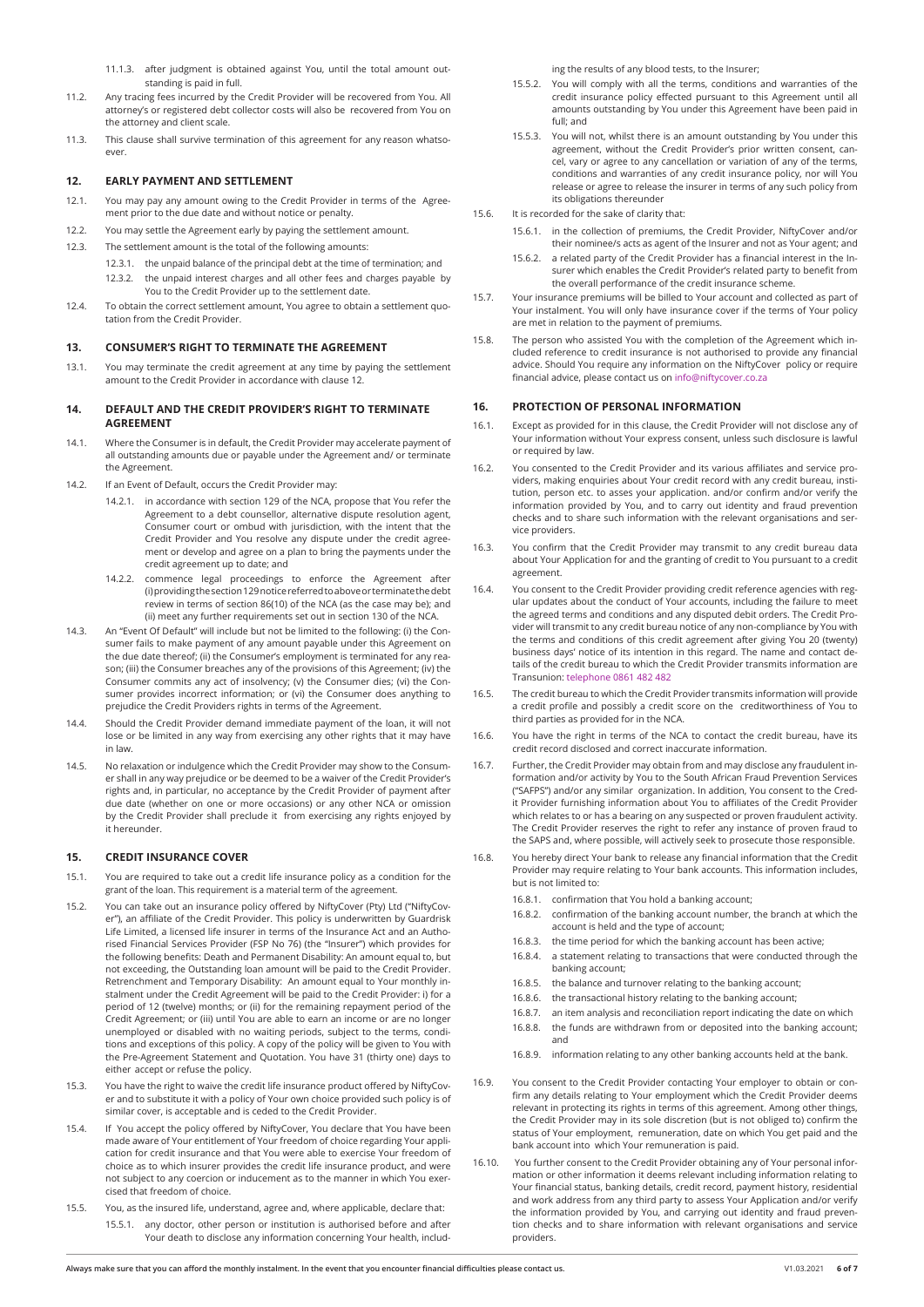11.1.3. after judgment is obtained against You, until the total amount outstanding is paid in full.

11.2. Any tracing fees incurred by the Credit Provider will be recovered from You. All attorney's or registered debt collector costs will also be recovered from You on the attorney and client scale.

11.3. This clause shall survive termination of this agreement for any reason whatsoever.

## 12. EARLY PAYMENT AND SETTLEMENT

12.1. You may pay any amount owing to the Credit Provider in terms of the Agreement prior to the due date and without notice or penalty.

12.2. You may settle the Agreement early by paying the settlement amount.

12.3. The settlement amount is the total of the following amounts:

12.3.1. the unpaid balance of the principal debt at the time of termination; and

12.3.2. the unpaid interest charges and all other fees and charges payable by You to the Credit Provider up to the settlement date.

12.4. To obtain the correct settlement amount, You agree to obtain a settlement quotation from the Credit Provider.

## 13. CONSUMER'S RIGHT TO TERMINATE THE AGREEMENT

13.1. You may terminate the credit agreement at any time by paying the settlement amount to the Credit Provider in accordance with clause 12.

## 14. DEFAULT AND THE CREDIT PROVIDER'S RIGHT TO TERMINATE AGREEMENT

14.1. Where the Consumer is in default, the Credit Provider may accelerate payment of all outstanding amounts due or payable under the Agreement and/ or terminate the Agreement.

14.2. If an Event of Default, occurs the Credit Provider may:

14.2.1. in accordance with section 129 of the NCA, propose that You refer the Agreement to a debt counsellor, alternative dispute resolution agent, Consumer court or ombud with jurisdiction, with the intent that the Credit Provider and You resolve any dispute under the credit agreement or develop and agree on a plan to bring the payments under the credit agreement up to date; and

14.2.2. commence legal proceedings to enforce the Agreement after (i) providing the section 129 notice referred to above or terminate the debt review in terms of section 86(10) of the NCA (as the case may be); and (ii) meet any further requirements set out in section 130 of the NCA.

14.3. An "Event Of Default" will include but not be limited to the following: (i) the Consumer fails to make payment of any amount payable under this Agreement on the due date thereof; (ii) the Consumer's employment is terminated for any reason; (iii) the Consumer breaches any of the provisions of this Agreement; (iv) the Consumer commits any act of insolvency; (v) the Consumer dies; (vi) the Consumer provides incorrect information; or (vi) the Consumer does anything to prejudice the Credit Providers rights in terms of the Agreement.

14.4. Should the Credit Provider demand immediate payment of the loan, it will not lose or be limited in any way from exercising any other rights that it may have in law.

14.5. No relaxation or indulgence which the Credit Provider may show to the Consumer shall in any way prejudice or be deemed to be a waiver of the Credit Provider's rights and, in particular, no acceptance by the Credit Provider of payment after due date (whether on one or more occasions) or any other NCA or omission by the Credit Provider shall preclude it from exercising any rights enjoyed by it hereunder.

## 15. CREDIT INSURANCE COVER

15.1. You are required to take out a credit life insurance policy as a condition for the grant of the loan. This requirement is a material term of the agreement.

15.2. You can take out an insurance policy offered by NiftyCover (Pty) Ltd ("NiftyCover"), an affiliate of the Credit Provider. This policy is underwritten by Guardrisk Life Limited, a licensed life insurer in terms of the Insurance Act and an Authorised Financial Services Provider (FSP No 76) (the "Insurer") which provides for the following benefits: Death and Permanent Disability: An amount equal to, but not exceeding, the Outstanding loan amount will be paid to the Credit Provider. Retrenchment and Temporary Disability: An amount equal to Your monthly instalment under the Credit Agreement will be paid to the Credit Provider: i) for a period of 12 (twelve) months; or (ii) for the remaining repayment period of the Credit Agreement; or (iii) until You are able to earn an income or are no longer unemployed or disabled with no waiting periods, subject to the terms, conditions and exceptions of this policy. A copy of the policy will be given to You with the Pre-Agreement Statement and Quotation. You have 31 (thirty one) days to either accept or refuse the policy.

15.3. You have the right to waive the credit life insurance product offered by NiftyCover and to substitute it with a policy of Your own choice provided such policy is of similar cover, is acceptable and is ceded to the Credit Provider.

15.4. If You accept the policy offered by NiftyCover, You declare that You have been made aware of Your entitlement of Your freedom of choice regarding Your application for credit insurance and that You were able to exercise Your freedom of choice as to which insurer provides the credit life insurance product, and were not subject to any coercion or inducement as to the manner in which You exercised that freedom of choice.

15.5. You, as the insured life, understand, agree and, where applicable, declare that:

15.5.1. any doctor, other person or institution is authorised before and after Your death to disclose any information concerning Your health, including the results of any blood tests, to the Insurer;

15.5.2. You will comply with all the terms, conditions and warranties of the credit insurance policy effected pursuant to this Agreement until all amounts outstanding by You under this Agreement have been paid in full; and

15.5.3. You will not, whilst there is an amount outstanding by You under this agreement, without the Credit Provider's prior written consent, cancel, vary or agree to any cancellation or variation of any of the terms, conditions and warranties of any credit insurance policy, nor will You release or agree to release the insurer in terms of any such policy from its obligations thereunder

15.6. It is recorded for the sake of clarity that:

15.6.1. in the collection of premiums, the Credit Provider, NiftyCover and/or their nominee/s acts as agent of the Insurer and not as Your agent; and

15.6.2. a related party of the Credit Provider has a financial interest in the Insurer which enables the Credit Provider's related party to benefit from the overall performance of the credit insurance scheme.

15.7. Your insurance premiums will be billed to Your account and collected as part of Your instalment. You will only have insurance cover if the terms of Your policy are met in relation to the payment of premiums.

15.8. The person who assisted You with the completion of the Agreement which included reference to credit insurance is not authorised to provide any financial advice. Should You require any information on the NiftyCover policy or require financial advice, please contact us on info@niftycover.co.za

## 16. PROTECTION OF PERSONAL INFORMATION

16.1. Except as provided for in this clause, the Credit Provider will not disclose any of Your information without Your express consent, unless such disclosure is lawful or required by law.

16.2. You consented to the Credit Provider and its various affiliates and service providers, making enquiries about Your credit record with any credit bureau, institution, person etc. to asses your application. and/or confirm and/or verify the information provided by You, and to carry out identity and fraud prevention checks and to share such information with the relevant organisations and service providers.

16.3. You confirm that the Credit Provider may transmit to any credit bureau data about Your Application for and the granting of credit to You pursuant to a credit agreement.

16.4. You consent to the Credit Provider providing credit reference agencies with regular updates about the conduct of Your accounts, including the failure to meet the agreed terms and conditions and any disputed debit orders. The Credit Provider will transmit to any credit bureau notice of any non-compliance by You with the terms and conditions of this credit agreement after giving You 20 (twenty) business days' notice of its intention in this regard. The name and contact details of the credit bureau to which the Credit Provider transmits information are Transunion: telephone 0861 482 482

16.5. The credit bureau to which the Credit Provider transmits information will provide a credit profile and possibly a credit score on the creditworthiness of You to third parties as provided for in the NCA.

16.6. You have the right in terms of the NCA to contact the credit bureau, have its credit record disclosed and correct inaccurate information.

16.7. Further, the Credit Provider may obtain from and may disclose any fraudulent information and/or activity by You to the South African Fraud Prevention Services ("SAFPS") and/or any similar organization. In addition, You consent to the Credit Provider furnishing information about You to affiliates of the Credit Provider which relates to or has a bearing on any suspected or proven fraudulent activity. The Credit Provider reserves the right to refer any instance of proven fraud to the SAPS and, where possible, will actively seek to prosecute those responsible.

16.8. You hereby direct Your bank to release any financial information that the Credit Provider may require relating to Your bank accounts. This information includes, but is not limited to:

16.8.1. confirmation that You hold a banking account;

16.8.2. confirmation of the banking account number, the branch at which the account is held and the type of account;

16.8.3. the time period for which the banking account has been active;

16.8.4. a statement relating to transactions that were conducted through the banking account;

16.8.5. the balance and turnover relating to the banking account;

16.8.6. the transactional history relating to the banking account;

16.8.7. an item analysis and reconciliation report indicating the date on which

16.8.8. the funds are withdrawn from or deposited into the banking account; and

16.8.9. information relating to any other banking accounts held at the bank.

16.9. You consent to the Credit Provider contacting Your employer to obtain or confirm any details relating to Your employment which the Credit Provider deems relevant in protecting its rights in terms of this agreement. Among other things, the Credit Provider may in its sole discretion (but is not obliged to) confirm the status of Your employment, remuneration, date on which You get paid and the bank account into which Your remuneration is paid.

16.10. You further consent to the Credit Provider obtaining any of Your personal information or other information it deems relevant including information relating to Your financial status, banking details, credit record, payment history, residential and work address from any third party to assess Your Application and/or verify the information provided by You, and carrying out identity and fraud prevention checks and to share information with relevant organisations and service providers.

**Always make sure that you can afford the monthly instalment. In the event that you encounter financial difficulties please contact us.**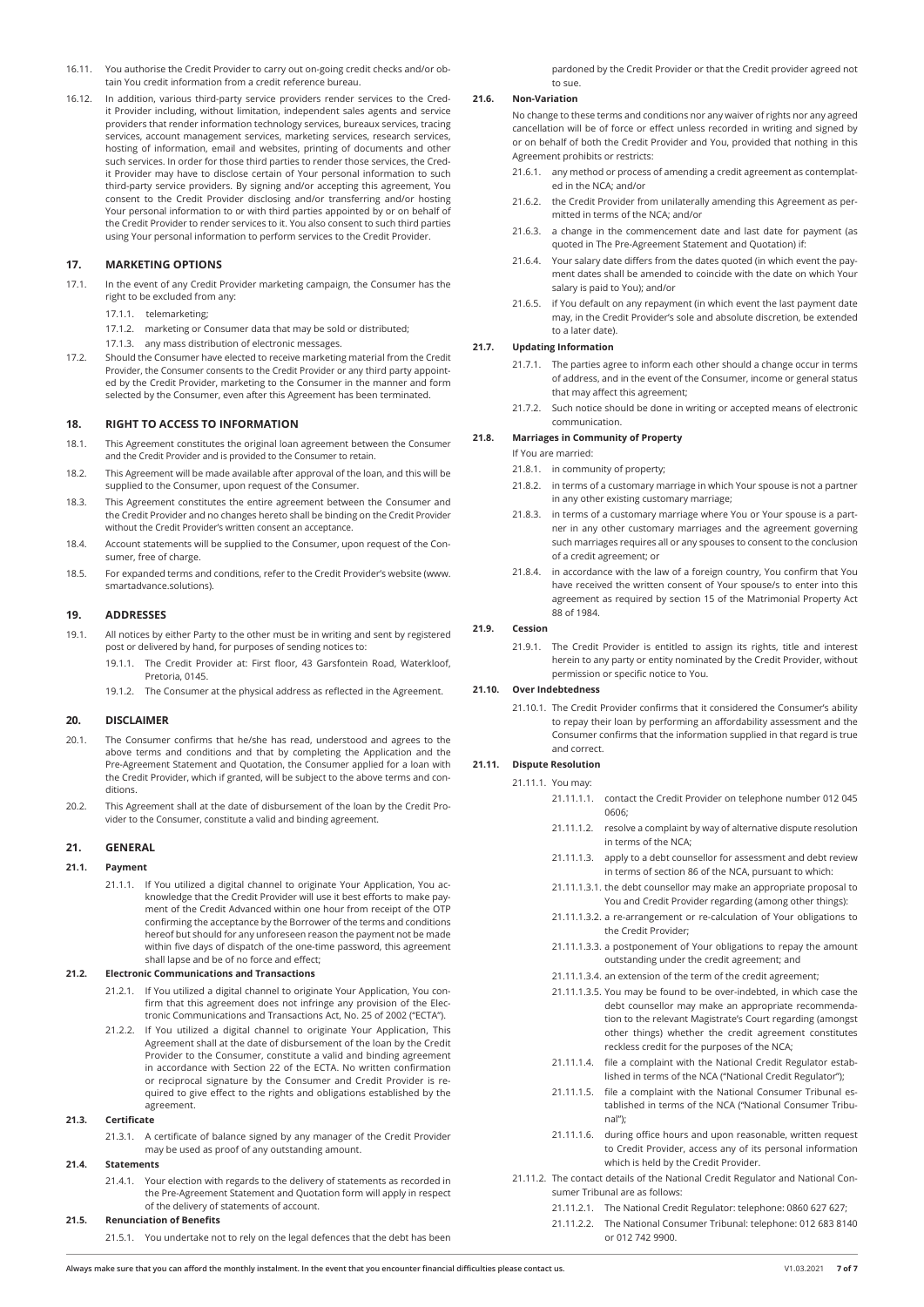16.11. You authorise the Credit Provider to carry out on-going credit checks and/or obtain You credit information from a credit reference bureau.

16.12. In addition, various third-party service providers render services to the Credit Provider including, without limitation, independent sales agents and service providers that render information technology services, bureaux services, tracing services, account management services, marketing services, research services, hosting of information, email and websites, printing of documents and other such services. In order for those third parties to render those services, the Credit Provider may have to disclose certain of Your personal information to such third-party service providers. By signing and/or accepting this agreement, You consent to the Credit Provider disclosing and/or transferring and/or hosting Your personal information to or with third parties appointed by or on behalf of the Credit Provider to render services to it. You also consent to such third parties using Your personal information to perform services to the Credit Provider.

## 17. MARKETING OPTIONS

17.1. In the event of any Credit Provider marketing campaign, the Consumer has the right to be excluded from any:

17.1.1. telemarketing;

17.1.2. marketing or Consumer data that may be sold or distributed;

17.1.3. any mass distribution of electronic messages.

17.2. Should the Consumer have elected to receive marketing material from the Credit Provider, the Consumer consents to the Credit Provider or any third party appointed by the Credit Provider, marketing to the Consumer in the manner and form selected by the Consumer, even after this Agreement has been terminated.

## 18. RIGHT TO ACCESS TO INFORMATION

18.1. This Agreement constitutes the original loan agreement between the Consumer and the Credit Provider and is provided to the Consumer to retain.

18.2. This Agreement will be made available after approval of the loan, and this will be supplied to the Consumer, upon request of the Consumer.

18.3. This Agreement constitutes the entire agreement between the Consumer and the Credit Provider and no changes hereto shall be binding on the Credit Provider without the Credit Provider's written consent an acceptance.

18.4. Account statements will be supplied to the Consumer, upon request of the Consumer, free of charge.

18.5. For expanded terms and conditions, refer to the Credit Provider's website (www.smartadvance.solutions).

## 19. ADDRESSES

19.1. All notices by either Party to the other must be in writing and sent by registered post or delivered by hand, for purposes of sending notices to:

19.1.1. The Credit Provider at: First floor, 43 Garsfontein Road, Waterkloof, Pretoria, 0145.

19.1.2. The Consumer at the physical address as reflected in the Agreement.

## 20. DISCLAIMER

20.1. The Consumer confirms that he/she has read, understood and agrees to the above terms and conditions and that by completing the Application and the Pre-Agreement Statement and Quotation, the Consumer applied for a loan with the Credit Provider, which if granted, will be subject to the above terms and conditions.

20.2. This Agreement shall at the date of disbursement of the loan by the Credit Provider to the Consumer, constitute a valid and binding agreement.

## 21. GENERAL

### 21.1. Payment

21.1.1. If You utilized a digital channel to originate Your Application, You acknowledge that the Credit Provider will use it best efforts to make payment of the Credit Advanced within one hour from receipt of the OTP confirming the acceptance by the Borrower of the terms and conditions hereof but should for any unforeseen reason the payment not be made within five days of dispatch of the one-time password, this agreement shall lapse and be of no force and effect;

### 21.2. Electronic Communications and Transactions

21.2.1. If You utilized a digital channel to originate Your Application, You confirm that this agreement does not infringe any provision of the Electronic Communications and Transactions Act, No. 25 of 2002 ("ECTA").

21.2.2. If You utilized a digital channel to originate Your Application, This Agreement shall at the date of disbursement of the loan by the Credit Provider to the Consumer, constitute a valid and binding agreement in accordance with Section 22 of the ECTA. No written confirmation or reciprocal signature by the Consumer and Credit Provider is required to give effect to the rights and obligations established by the agreement.

### 21.3. Certificate

21.3.1. A certificate of balance signed by any manager of the Credit Provider may be used as proof of any outstanding amount.

### 21.4. Statements

21.4.1. Your election with regards to the delivery of statements as recorded in the Pre-Agreement Statement and Quotation form will apply in respect of the delivery of statements of account.

### 21.5. Renunciation of Benefits

21.5.1. You undertake not to rely on the legal defences that the debt has been pardoned by the Credit Provider or that the Credit provider agreed not to sue.

### 21.6. Non-Variation

No change to these terms and conditions nor any waiver of rights nor any agreed cancellation will be of force or effect unless recorded in writing and signed by or on behalf of both the Credit Provider and You, provided that nothing in this Agreement prohibits or restricts:

21.6.1. any method or process of amending a credit agreement as contemplated in the NCA; and/or

21.6.2. the Credit Provider from unilaterally amending this Agreement as permitted in terms of the NCA; and/or

21.6.3. a change in the commencement date and last date for payment (as quoted in The Pre-Agreement Statement and Quotation) if:

21.6.4. Your salary date differs from the dates quoted (in which event the payment dates shall be amended to coincide with the date on which Your salary is paid to You); and/or

21.6.5. if You default on any repayment (in which event the last payment date may, in the Credit Provider's sole and absolute discretion, be extended to a later date).

### 21.7. Updating Information

21.7.1. The parties agree to inform each other should a change occur in terms of address, and in the event of the Consumer, income or general status that may affect this agreement;

21.7.2. Such notice should be done in writing or accepted means of electronic communication.

### 21.8. Marriages in Community of Property

If You are married:

21.8.1. in community of property;

21.8.2. in terms of a customary marriage in which Your spouse is not a partner in any other existing customary marriage;

21.8.3. in terms of a customary marriage where You or Your spouse is a partner in any other customary marriages and the agreement governing such marriages requires all or any spouses to consent to the conclusion of a credit agreement; or

21.8.4. in accordance with the law of a foreign country, You confirm that You have received the written consent of Your spouse/s to enter into this agreement as required by section 15 of the Matrimonial Property Act 88 of 1984.

### 21.9. Cession

21.9.1. The Credit Provider is entitled to assign its rights, title and interest herein to any party or entity nominated by the Credit Provider, without permission or specific notice to You.

### 21.10. Over Indebtedness

21.10.1. The Credit Provider confirms that it considered the Consumer's ability to repay their loan by performing an affordability assessment and the Consumer confirms that the information supplied in that regard is true and correct.

### 21.11. Dispute Resolution

21.11.1. You may:

21.11.1.1. contact the Credit Provider on telephone number 012 045 0606;

21.11.1.2. resolve a complaint by way of alternative dispute resolution in terms of the NCA;

21.11.1.3. apply to a debt counsellor for assessment and debt review in terms of section 86 of the NCA, pursuant to which:

21.11.1.3.1. the debt counsellor may make an appropriate proposal to You and Credit Provider regarding (among other things):

21.11.1.3.2. a re-arrangement or re-calculation of Your obligations to the Credit Provider;

21.11.1.3.3. a postponement of Your obligations to repay the amount outstanding under the credit agreement; and

21.11.1.3.4. an extension of the term of the credit agreement;

21.11.1.3.5. You may be found to be over-indebted, in which case the debt counsellor may make an appropriate recommendation to the relevant Magistrate's Court regarding (amongst other things) whether the credit agreement constitutes reckless credit for the purposes of the NCA;

21.11.1.4. file a complaint with the National Credit Regulator established in terms of the NCA ("National Credit Regulator");

21.11.1.5. file a complaint with the National Consumer Tribunal established in terms of the NCA ("National Consumer Tribunal");

21.11.1.6. during office hours and upon reasonable, written request to Credit Provider, access any of its personal information which is held by the Credit Provider.

21.11.2. The contact details of the National Credit Regulator and National Consumer Tribunal are as follows:

21.11.2.1. The National Credit Regulator: telephone: 0860 627 627;

21.11.2.2. The National Consumer Tribunal: telephone: 012 683 8140 or 012 742 9900.

**Always make sure that you can afford the monthly instalment. In the event that you encounter financial difficulties please contact us.**